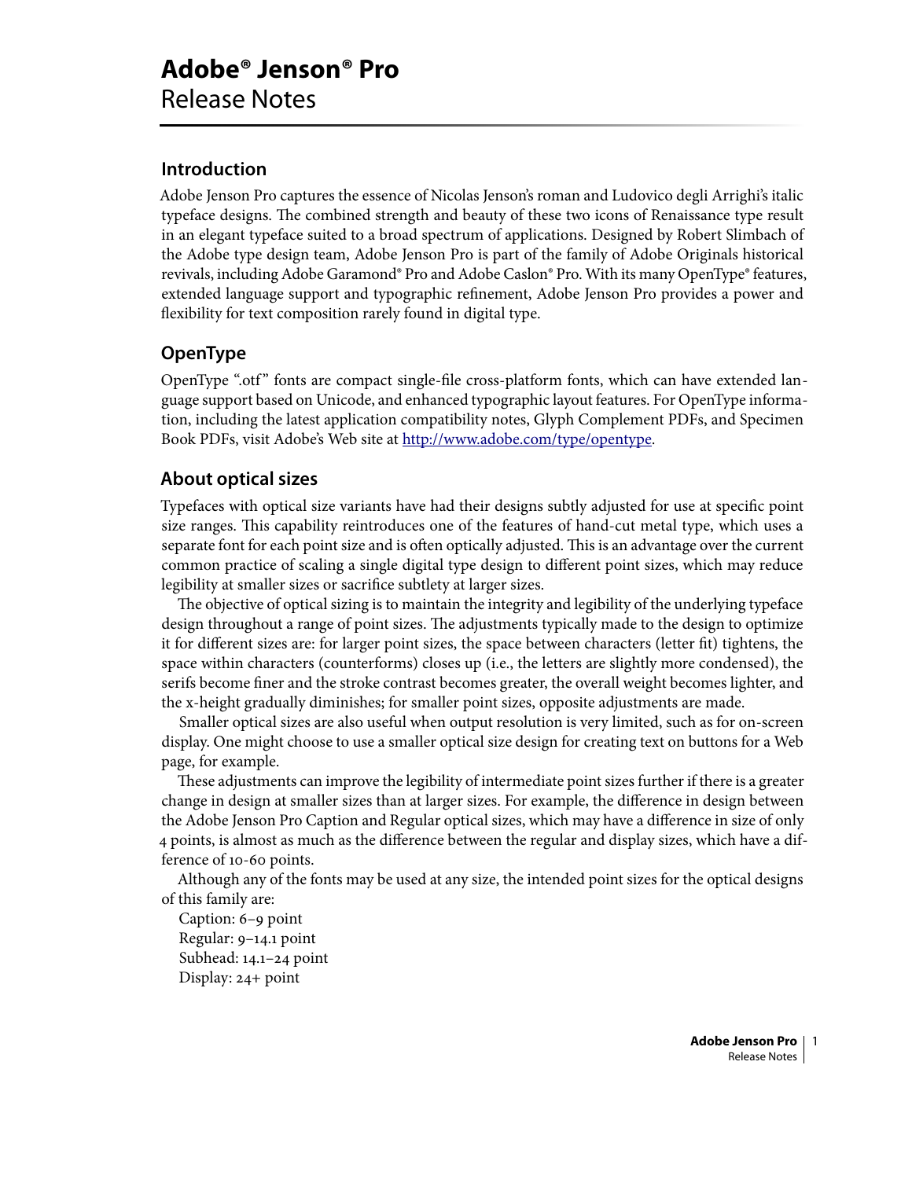# Adobe® Jenson® Pro

Release Notes

## Introduction

Adobe Jenson Pro captures the essence of Nicolas Jenson's roman and Ludovico degli Arrighi's italic typeface designs. The combined strength and beauty of these two icons of Renaissance type result in an elegant typeface suited to a broad spectrum of applications. Designed by Robert Slimbach of the Adobe type design team, Adobe Jenson Pro is part of the family of Adobe Originals historical revivals, including Adobe Garamond® Pro and Adobe Caslon® Pro. With its many OpenType® features, extended language support and typographic refinement, Adobe Jenson Pro provides a power and flexibility for text composition rarely found in digital type.

## OpenType

OpenType ".otf" fonts are compact single-file cross-platform fonts, which can have extended language support based on Unicode, and enhanced typographic layout features. For OpenType information, including the latest application compatibility notes, Glyph Complement PDFs, and Specimen Book PDFs, visit Adobe's Web site at [http://www.adobe.com/type/opentype](http://www.adobe.com/type/opentype).

## About optical sizes

Typefaces with optical size variants have had their designs subtly adjusted for use at specific point size ranges. This capability reintroduces one of the features of hand-cut metal type, which uses a separate font for each point size and is often optically adjusted. This is an advantage over the current common practice of scaling a single digital type design to different point sizes, which may reduce legibility at smaller sizes or sacrifice subtlety at larger sizes.

The objective of optical sizing is to maintain the integrity and legibility of the underlying typeface design throughout a range of point sizes. The adjustments typically made to the design to optimize it for different sizes are: for larger point sizes, the space between characters (letter fit) tightens, the space within characters (counterforms) closes up (i.e., the letters are slightly more condensed), the serifs become finer and the stroke contrast becomes greater, the overall weight becomes lighter, and the x-height gradually diminishes; for smaller point sizes, opposite adjustments are made.

Smaller optical sizes are also useful when output resolution is very limited, such as for on-screen display. One might choose to use a smaller optical size design for creating text on buttons for a Web page, for example.

These adjustments can improve the legibility of intermediate point sizes further if there is a greater change in design at smaller sizes than at larger sizes. For example, the difference in design between the Adobe Jenson Pro Caption and Regular optical sizes, which may have a difference in size of only 4 points, is almost as much as the difference between the regular and display sizes, which have a difference of 10-60 points.

Although any of the fonts may be used at any size, the intended point sizes for the optical designs of this family are:

Caption: 6–9 point
Regular: 9–14.1 point
Subhead: 14.1–24 point
Display: 24+ point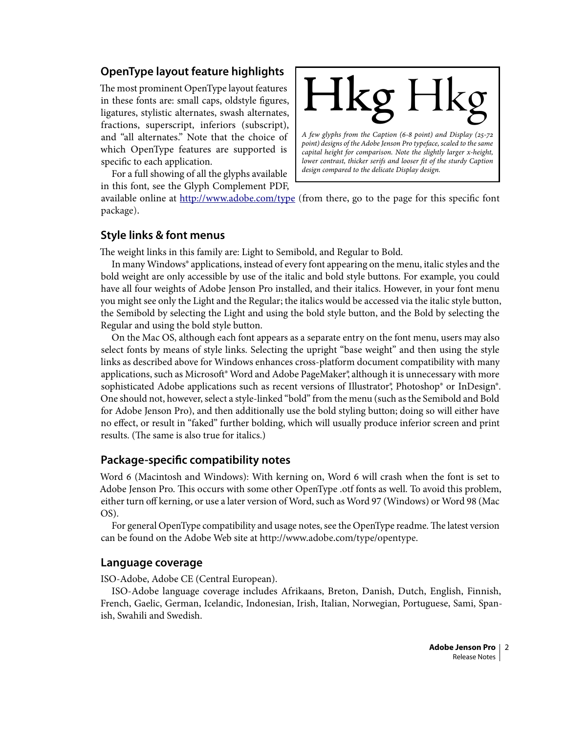## OpenType layout feature highlights

The most prominent OpenType layout features in these fonts are: small caps, oldstyle figures, ligatures, stylistic alternates, swash alternates, fractions, superscript, inferiors (subscript), and "all alternates." Note that the choice of which OpenType features are supported is specific to each application.

For a full showing of all the glyphs available in this font, see the Glyph Complement PDF, available online at [http://www.adobe.com/type](http://www.adobe.com/type) (from there, go to the page for this specific font package).

Hkg Hkg

*A few glyphs from the Caption (6-8 point) and Display (25-72 point) designs of the Adobe Jenson Pro typeface, scaled to the same capital height for comparison. Note the slightly larger x-height, lower contrast, thicker serifs and looser fit of the sturdy Caption design compared to the delicate Display design.*

## Style links & font menus

The weight links in this family are: Light to Semibold, and Regular to Bold.

In many Windows® applications, instead of every font appearing on the menu, italic styles and the bold weight are only accessible by use of the italic and bold style buttons. For example, you could have all four weights of Adobe Jenson Pro installed, and their italics. However, in your font menu you might see only the Light and the Regular; the italics would be accessed via the italic style button, the Semibold by selecting the Light and using the bold style button, and the Bold by selecting the Regular and using the bold style button.

On the Mac OS, although each font appears as a separate entry on the font menu, users may also select fonts by means of style links. Selecting the upright "base weight" and then using the style links as described above for Windows enhances cross-platform document compatibility with many applications, such as Microsoft® Word and Adobe PageMaker®, although it is unnecessary with more sophisticated Adobe applications such as recent versions of Illustrator®, Photoshop® or InDesign®. One should not, however, select a style-linked "bold" from the menu (such as the Semibold and Bold for Adobe Jenson Pro), and then additionally use the bold styling button; doing so will either have no effect, or result in "faked" further bolding, which will usually produce inferior screen and print results. (The same is also true for italics.)

## Package-specific compatibility notes

Word 6 (Macintosh and Windows): With kerning on, Word 6 will crash when the font is set to Adobe Jenson Pro. This occurs with some other OpenType .otf fonts as well. To avoid this problem, either turn off kerning, or use a later version of Word, such as Word 97 (Windows) or Word 98 (Mac OS).

For general OpenType compatibility and usage notes, see the OpenType readme. The latest version can be found on the Adobe Web site at http://www.adobe.com/type/opentype.

## Language coverage

ISO-Adobe, Adobe CE (Central European).

ISO-Adobe language coverage includes Afrikaans, Breton, Danish, Dutch, English, Finnish, French, Gaelic, German, Icelandic, Indonesian, Irish, Italian, Norwegian, Portuguese, Sami, Spanish, Swahili and Swedish.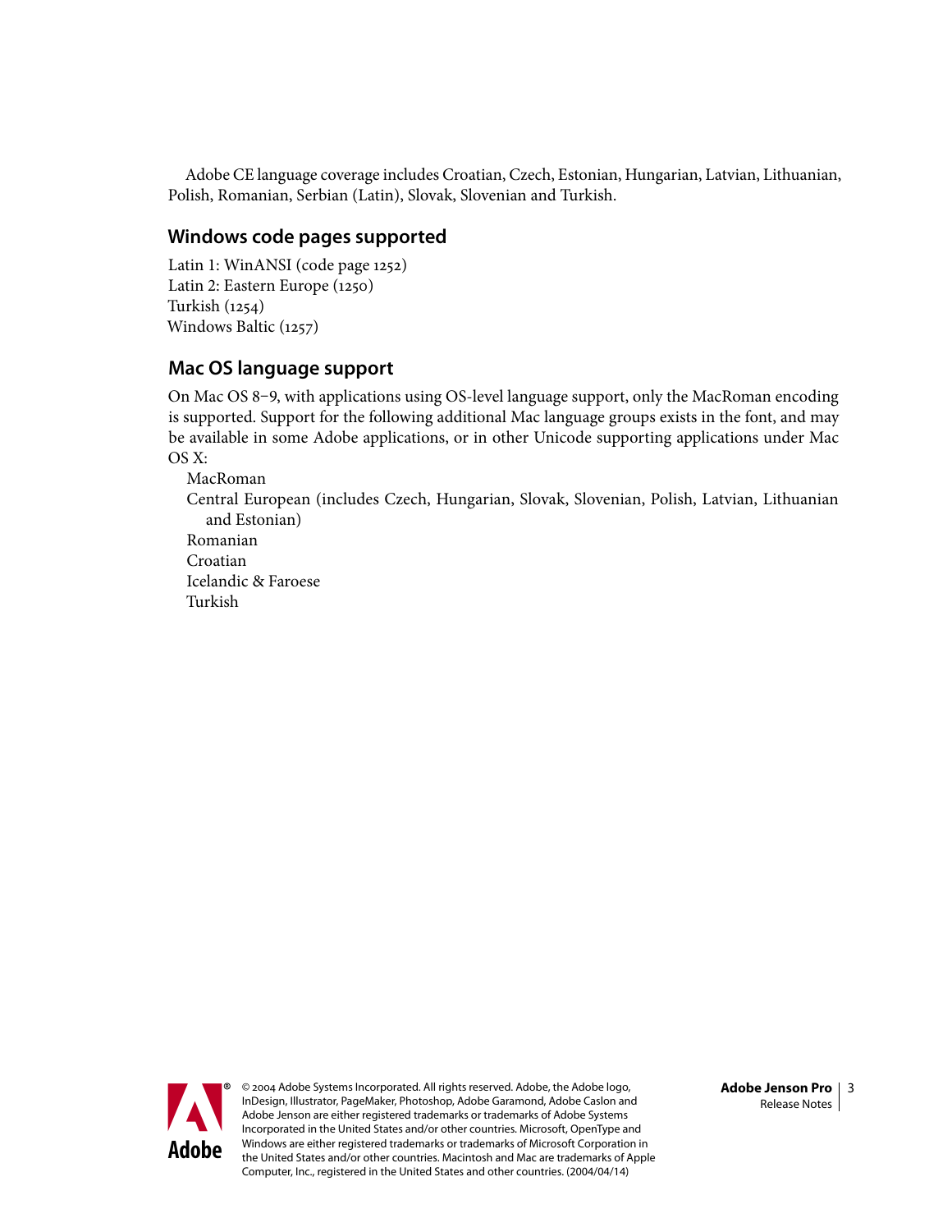Adobe CE language coverage includes Croatian, Czech, Estonian, Hungarian, Latvian, Lithuanian, Polish, Romanian, Serbian (Latin), Slovak, Slovenian and Turkish.

## Windows code pages supported

Latin 1: WinANSI (code page 1252)
Latin 2: Eastern Europe (1250)
Turkish (1254)
Windows Baltic (1257)

## Mac OS language support

On Mac OS 8–9, with applications using OS-level language support, only the MacRoman encoding is supported. Support for the following additional Mac language groups exists in the font, and may be available in some Adobe applications, or in other Unicode supporting applications under Mac OS X:

- MacRoman
- Central European (includes Czech, Hungarian, Slovak, Slovenian, Polish, Latvian, Lithuanian and Estonian)
- Romanian
- Croatian
- Icelandic & Faroese
- Turkish

© 2004 Adobe Systems Incorporated. All rights reserved. Adobe, the Adobe logo, InDesign, Illustrator, PageMaker, Photoshop, Adobe Garamond, Adobe Caslon and Adobe Jenson are either registered trademarks or trademarks of Adobe Systems Incorporated in the United States and/or other countries. Microsoft, OpenType and Windows are either registered trademarks or trademarks of Microsoft Corporation in the United States and/or other countries. Macintosh and Mac are trademarks of Apple Computer, Inc., registered in the United States and other countries. (2004/04/14)